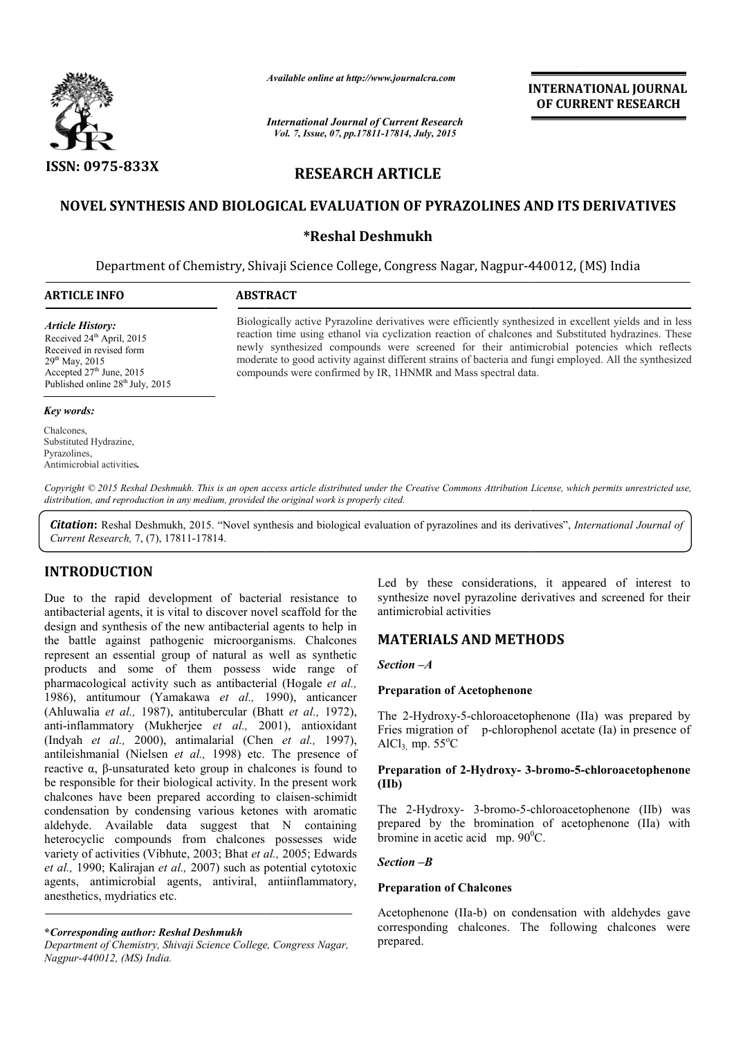# RESEARCH ARTICLE

## NOVEL SYNTHESIS AND BIOLOGICAL EVALUATION OF PYRAZOLINES AND ITS DERIVATIVES

**\*Reshal Deshmukh**

Department of Chemistry, Shivaji Science College, Congress Nagar, Nagpur-440012, (MS) India

**ARTICLE INFO**

*Article History:*
Received 24[th] April, 2015
Received in revised form
29[th] May, 2015
Accepted 27[th] June, 2015
Published online 28[th] July, 2015

*Key words:*
Chalcones,
Substituted Hydrazine,
Pyrazolines,
Antimicrobial activities.

**ABSTRACT**

Biologically active Pyrazoline derivatives were efficiently synthesized in excellent yields and in less reaction time using ethanol via cyclization reaction of chalcones and Substituted hydrazines. These newly synthesized compounds were screened for their antimicrobial potencies which reflects moderate to good activity against different strains of bacteria and fungi employed. All the synthesized compounds were confirmed by IR, 1HNMR and Mass spectral data.

*Copyright © 2015 Reshal Deshmukh. This is an open access article distributed under the Creative Commons Attribution License, which permits unrestricted use, distribution, and reproduction in any medium, provided the original work is properly cited.*

***Citation*****:** Reshal Deshmukh, 2015. "Novel synthesis and biological evaluation of pyrazolines and its derivatives", *International Journal of Current Research,* 7, (7), 17811-17814.

## INTRODUCTION

Due to the rapid development of bacterial resistance to antibacterial agents, it is vital to discover novel scaffold for the design and synthesis of the new antibacterial agents to help in the battle against pathogenic microorganisms. Chalcones represent an essential group of natural as well as synthetic products and some of them possess wide range of pharmacological activity such as antibacterial (Hogale *et al.,* 1986), antitumour (Yamakawa *et al.,* 1990), anticancer (Ahluwalia *et al.,* 1987), antitubercular (Bhatt *et al.,* 1972), anti-inflammatory (Mukherjee *et al.,* 2001), antioxidant (Indyah *et al.,* 2000), antimalarial (Chen *et al.,* 1997), antileishmanial (Nielsen *et al.,* 1998) etc. The presence of reactive α, β-unsaturated keto group in chalcones is found to be responsible for their biological activity. In the present work chalcones have been prepared according to claisen-schimidt condensation by condensing various ketones with aromatic aldehyde. Available data suggest that N containing heterocyclic compounds from chalcones possesses wide variety of activities (Vibhute, 2003; Bhat *et al.,* 2005; Edwards *et al.,* 1990; Kalirajan *et al.,* 2007) such as potential cytotoxic agents, antimicrobial agents, antiviral, antiinflammatory, anesthetics, mydriatics etc.

Led by these considerations, it appeared of interest to synthesize novel pyrazoline derivatives and screened for their antimicrobial activities

## MATERIALS AND METHODS

*Section –A*

**Preparation of Acetophenone**

The 2-Hydroxy-5-chloroacetophenone (IIa) was prepared by Fries migration of p-chlorophenol acetate (Ia) in presence of $AlCl_3$, mp. 55°C

**Preparation of 2-Hydroxy- 3-bromo-5-chloroacetophenone (IIb)**

The 2-Hydroxy- 3-bromo-5-chloroacetophenone (IIb) was prepared by the bromination of acetophenone (IIa) with bromine in acetic acid mp. 90°C.

*Section –B*

**Preparation of Chalcones**

Acetophenone (IIa-b) on condensation with aldehydes gave corresponding chalcones. The following chalcones were prepared.

***Corresponding author: Reshal Deshmukh**
*Department of Chemistry, Shivaji Science College, Congress Nagar, Nagpur-440012, (MS) India.*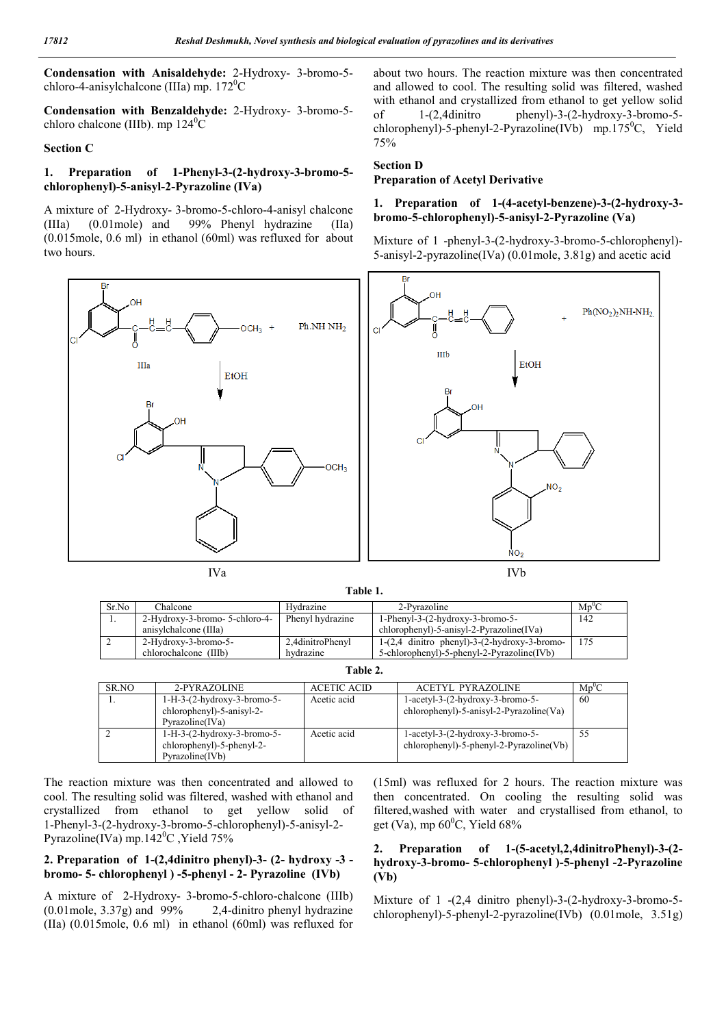**Condensation with Anisaldehyde:** 2-Hydroxy- 3-bromo-5-chloro-4-anisylchalcone (IIIa) mp. 172$^0$C

**Condensation with Benzaldehyde:** 2-Hydroxy- 3-bromo-5-chloro chalcone (IIIb). mp 124$^0$C

## Section C

### 1. Preparation of 1-Phenyl-3-(2-hydroxy-3-bromo-5-chlorophenyl)-5-anisyl-2-Pyrazoline (IVa)

A mixture of 2-Hydroxy- 3-bromo-5-chloro-4-anisyl chalcone (IIIa) (0.01mole) and 99% Phenyl hydrazine (IIa) (0.015mole, 0.6 ml) in ethanol (60ml) was refluxed for about two hours. The reaction mixture was then concentrated and allowed to cool. The resulting solid was filtered, washed with ethanol and crystallized from ethanol to get yellow solid of 1-Phenyl-3-(2-hydroxy-3-bromo-5-chlorophenyl)-5-anisyl-2-Pyrazoline(IVa) mp.142$^0$C ,Yield 75%

### 2. Preparation of 1-(2,4dinitro phenyl)-3- (2- hydroxy -3 -bromo- 5- chlorophenyl ) -5-phenyl - 2- Pyrazoline (IVb)

A mixture of 2-Hydroxy- 3-bromo-5-chloro-chalcone (IIIb) (0.01mole, 3.37g) and 99% 2,4-dinitro phenyl hydrazine (IIa) (0.015mole, 0.6 ml) in ethanol (60ml) was refluxed for about two hours. The reaction mixture was then concentrated and allowed to cool. The resulting solid was filtered, washed with ethanol and crystallized from ethanol to get yellow solid of 1-(2,4dinitro phenyl)-3-(2-hydroxy-3-bromo-5-chlorophenyl)-5-phenyl-2-Pyrazoline(IVb) mp.175$^0$C, Yield 75%

IVa

IVb

**Table 1.**

| Sr.No | Chalcone | Hydrazine | 2-Pyrazoline | Mp$^0$C |
|---|---|---|---|---|
| 1. | 2-Hydroxy-3-bromo- 5-chloro-4-anisylchalcone (IIIa) | Phenyl hydrazine | 1-Phenyl-3-(2-hydroxy-3-bromo-5-chlorophenyl)-5-anisyl-2-Pyrazoline(IVa) | 142 |
| 2 | 2-Hydroxy-3-bromo-5-chlorochalcone (IIIb) | 2,4dinitroPhenyl hydrazine | 1-(2,4 dinitro phenyl)-3-(2-hydroxy-3-bromo-5-chlorophenyl)-5-phenyl-2-Pyrazoline(IVb) | 175 |

**Table 2.**

| SR.NO | 2-PYRAZOLINE | ACETIC ACID | ACETYL PYRAZOLINE | Mp$^0$C |
|---|---|---|---|---|
| 1. | 1-H-3-(2-hydroxy-3-bromo-5-chlorophenyl)-5-anisyl-2-Pyrazoline(IVa) | Acetic acid | 1-acetyl-3-(2-hydroxy-3-bromo-5-chlorophenyl)-5-anisyl-2-Pyrazoline(Va) | 60 |
| 2 | 1-H-3-(2-hydroxy-3-bromo-5-chlorophenyl)-5-phenyl-2-Pyrazoline(IVb) | Acetic acid | 1-acetyl-3-(2-hydroxy-3-bromo-5-chlorophenyl)-5-phenyl-2-Pyrazoline(Vb) | 55 |

## Section D

### Preparation of Acetyl Derivative

### 1. Preparation of 1-(4-acetyl-benzene)-3-(2-hydroxy-3-bromo-5-chlorophenyl)-5-anisyl-2-Pyrazoline (Va)

Mixture of 1 -phenyl-3-(2-hydroxy-3-bromo-5-chlorophenyl)-5-anisyl-2-pyrazoline(IVa) (0.01mole, 3.81g) and acetic acid (15ml) was refluxed for 2 hours. The reaction mixture was then concentrated. On cooling the resulting solid was filtered,washed with water and crystallised from ethanol, to get (Va), mp 60$^0$C, Yield 68%

### 2. Preparation of 1-(5-acetyl,2,4dinitroPhenyl)-3-(2-hydroxy-3-bromo- 5-chlorophenyl )-5-phenyl -2-Pyrazoline (Vb)

Mixture of 1 -(2,4 dinitro phenyl)-3-(2-hydroxy-3-bromo-5-chlorophenyl)-5-phenyl-2-pyrazoline(IVb) (0.01mole, 3.51g)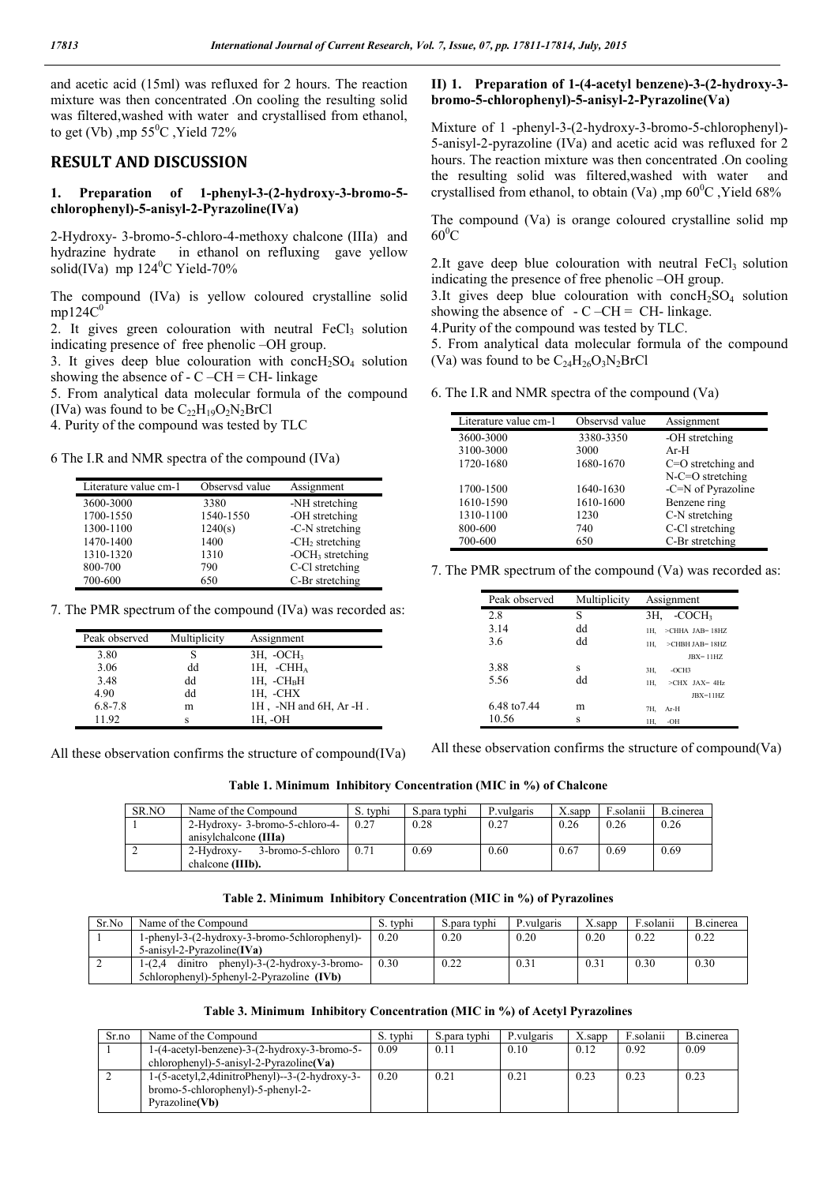and acetic acid (15ml) was refluxed for 2 hours. The reaction mixture was then concentrated .On cooling the resulting solid was filtered,washed with water and crystallised from ethanol, to get (Vb) ,mp $55^0$C ,Yield 72%

## RESULT AND DISCUSSION

### 1. Preparation of 1-phenyl-3-(2-hydroxy-3-bromo-5-chlorophenyl)-5-anisyl-2-Pyrazoline(IVa)

2-Hydroxy- 3-bromo-5-chloro-4-methoxy chalcone (IIIa) and hydrazine hydrate in ethanol on refluxing gave yellow solid(IVa) mp $124^0$C Yield-70%

The compound (IVa) is yellow coloured crystalline solid mp$124C^0$

2. It gives green colouration with neutral $FeCl_3$ solution indicating presence of free phenolic –OH group.
3. It gives deep blue colouration with conc$H_2SO_4$ solution showing the absence of - C –CH = CH- linkage
5. From analytical data molecular formula of the compound (IVa) was found to be $C_{22}H_{19}O_2N_2BrCl$
4. Purity of the compound was tested by TLC

6 The I.R and NMR spectra of the compound (IVa)

| Literature value cm-1 | Observsd value | Assignment |
|---|---|---|
| 3600-3000 | 3380 | -NH stretching |
| 1700-1550 | 1540-1550 | -OH stretching |
| 1300-1100 | 1240(s) | -C-N stretching |
| 1470-1400 | 1400 | -$CH_2$ stretching |
| 1310-1320 | 1310 | -$OCH_3$ stretching |
| 800-700 | 790 | C-Cl stretching |
| 700-600 | 650 | C-Br stretching |

7. The PMR spectrum of the compound (IVa) was recorded as:

| Peak observed | Multiplicity | Assignment |
|---|---|---|
| 3.80 | S | 3H, -$OCH_3$ |
| 3.06 | dd | 1H, -$CHH_A$ |
| 3.48 | dd | 1H, -$CH_BH$ |
| 4.90 | dd | 1H, -CHX |
| 6.8-7.8 | m | 1H , -NH and 6H, Ar -H . |
| 11.92 | s | 1H, -OH |

All these observation confirms the structure of compound(IVa)

### II) 1. Preparation of 1-(4-acetyl benzene)-3-(2-hydroxy-3-bromo-5-chlorophenyl)-5-anisyl-2-Pyrazoline(Va)

Mixture of 1 -phenyl-3-(2-hydroxy-3-bromo-5-chlorophenyl)-5-anisyl-2-pyrazoline (IVa) and acetic acid was refluxed for 2 hours. The reaction mixture was then concentrated .On cooling the resulting solid was filtered,washed with water and crystallised from ethanol, to obtain (Va) ,mp $60^0$C ,Yield 68%

The compound (Va) is orange coloured crystalline solid mp $60^0$C

2.It gave deep blue colouration with neutral $FeCl_3$ solution indicating the presence of free phenolic –OH group.
3.It gives deep blue colouration with conc$H_2SO_4$ solution showing the absence of - C –CH = CH- linkage.
4.Purity of the compound was tested by TLC.
5. From analytical data molecular formula of the compound (Va) was found to be $C_{24}H_{26}O_3N_2BrCl$

6. The I.R and NMR spectra of the compound (Va)

| Literature value cm-1 | Observsd value | Assignment |
|---|---|---|
| 3600-3000 | 3380-3350 | -OH stretching |
| 3100-3000 | 3000 | Ar-H |
| 1720-1680 | 1680-1670 | C=O stretching and N-C=O stretching |
| 1700-1500 | 1640-1630 | -C=N of Pyrazoline |
| 1610-1590 | 1610-1600 | Benzene ring |
| 1310-1100 | 1230 | C-N stretching |
| 800-600 | 740 | C-Cl stretching |
| 700-600 | 650 | C-Br stretching |

7. The PMR spectrum of the compound (Va) was recorded as:

| Peak observed | Multiplicity | Assignment |
|---|---|---|
| 2.8 | S | 3H, -$COCH_3$ |
| 3.14 | dd | 1H, >CHHA JAB= 18HZ |
| 3.6 | dd | 1H, >CHBH JAB= 18HZ JBX= 11HZ |
| 3.88 | s | 3H, -OCH3 |
| 5.56 | dd | 1H, >CHX JAX= 4Hz JBX=11HZ |
| 6.48 to7.44 | m | 7H, Ar-H |
| 10.56 | s | 1H, -OH |

All these observation confirms the structure of compound(Va)

**Table 1. Minimum Inhibitory Concentration (MIC in %) of Chalcone**

| SR.NO | Name of the Compound | S. typhi | S.para typhi | P.vulgaris | X.sapp | F.solanii | B.cinerea |
|---|---|---|---|---|---|---|---|
| 1 | 2-Hydroxy- 3-bromo-5-chloro-4-anisylchalcone **(IIIa)** | 0.27 | 0.28 | 0.27 | 0.26 | 0.26 | 0.26 |
| 2 | 2-Hydroxy- 3-bromo-5-chloro chalcone **(IIIb).** | 0.71 | 0.69 | 0.60 | 0.67 | 0.69 | 0.69 |

**Table 2. Minimum Inhibitory Concentration (MIC in %) of Pyrazolines**

| Sr.No | Name of the Compound | S. typhi | S.para typhi | P.vulgaris | X.sapp | F.solanii | B.cinerea |
|---|---|---|---|---|---|---|---|
| 1 | 1-phenyl-3-(2-hydroxy-3-bromo-5chlorophenyl)-5-anisyl-2-Pyrazoline(**IVa**) | 0.20 | 0.20 | 0.20 | 0.20 | 0.22 | 0.22 |
| 2 | 1-(2,4 dinitro phenyl)-3-(2-hydroxy-3-bromo-5chlorophenyl)-5phenyl-2-Pyrazoline **(IVb)** | 0.30 | 0.22 | 0.31 | 0.31 | 0.30 | 0.30 |

**Table 3. Minimum Inhibitory Concentration (MIC in %) of Acetyl Pyrazolines**

| Sr.no | Name of the Compound | S. typhi | S.para typhi | P.vulgaris | X.sapp | F.solanii | B.cinerea |
|---|---|---|---|---|---|---|---|
| 1 | 1-(4-acetyl-benzene)-3-(2-hydroxy-3-bromo-5-chlorophenyl)-5-anisyl-2-Pyrazoline(**Va**) | 0.09 | 0.11 | 0.10 | 0.12 | 0.92 | 0.09 |
| 2 | 1-(5-acetyl,2,4dinitroPhenyl)--3-(2-hydroxy-3-bromo-5-chlorophenyl)-5-phenyl-2-Pyrazoline(**Vb**) | 0.20 | 0.21 | 0.21 | 0.23 | 0.23 | 0.23 |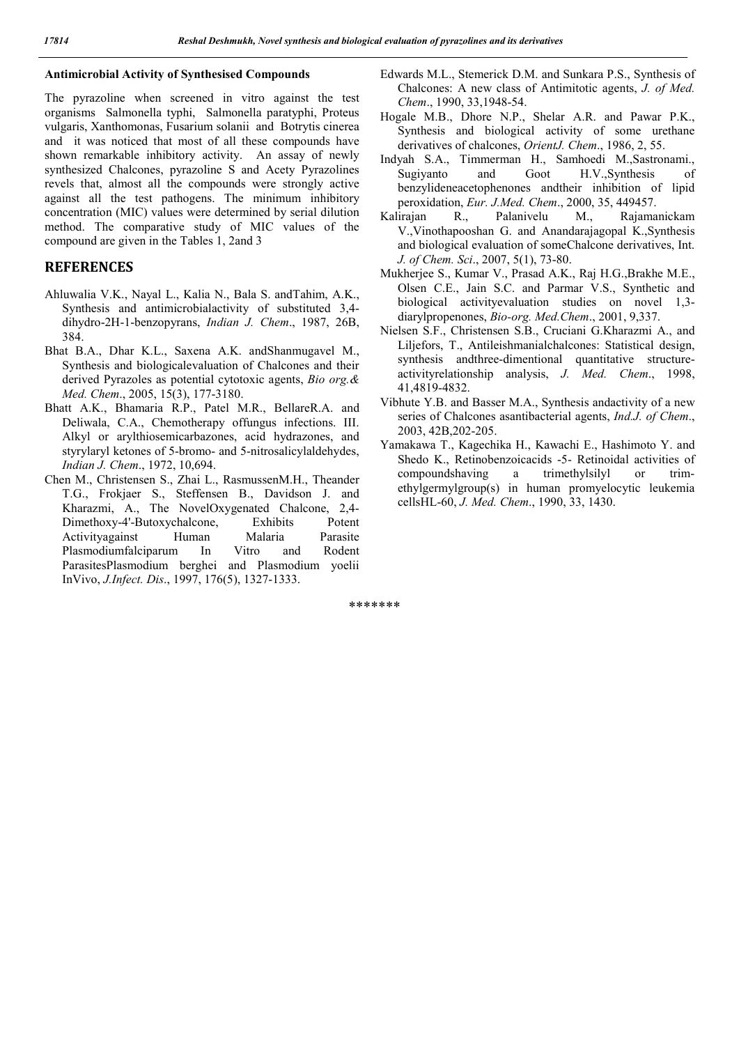#### Antimicrobial Activity of Synthesised Compounds

The pyrazoline when screened in vitro against the test organisms Salmonella typhi, Salmonella paratyphi, Proteus vulgaris, Xanthomonas, Fusarium solanii and Botrytis cinerea and it was noticed that most of all these compounds have shown remarkable inhibitory activity. An assay of newly synthesized Chalcones, pyrazoline S and Acety Pyrazolines revels that, almost all the compounds were strongly active against all the test pathogens. The minimum inhibitory concentration (MIC) values were determined by serial dilution method. The comparative study of MIC values of the compound are given in the Tables 1, 2and 3

## REFERENCES

Ahluwalia V.K., Nayal L., Kalia N., Bala S. andTahim, A.K., Synthesis and antimicrobialactivity of substituted 3,4-dihydro-2H-1-benzopyrans, *Indian J. Chem*., 1987, 26B, 384.

Bhat B.A., Dhar K.L., Saxena A.K. andShanmugavel M., Synthesis and biologicalevaluation of Chalcones and their derived Pyrazoles as potential cytotoxic agents, *Bio org.& Med. Chem*., 2005, 15(3), 177-3180.

Bhatt A.K., Bhamaria R.P., Patel M.R., BellareR.A. and Deliwala, C.A., Chemotherapy offungus infections. III. Alkyl or arylthiosemicarbazones, acid hydrazones, and styrylaryl ketones of 5-bromo- and 5-nitrosalicylaldehydes, *Indian J. Chem*., 1972, 10,694.

Chen M., Christensen S., Zhai L., RasmussenM.H., Theander T.G., Frokjaer S., Steffensen B., Davidson J. and Kharazmi, A., The NovelOxygenated Chalcone, 2,4-Dimethoxy-4'-Butoxychalcone, Exhibits Potent Activityagainst Human Malaria Parasite Plasmodiumfalciparum In Vitro and Rodent ParasitesPlasmodium berghei and Plasmodium yoelii InVivo, *J.Infect. Dis*., 1997, 176(5), 1327-1333.

Edwards M.L., Stemerick D.M. and Sunkara P.S., Synthesis of Chalcones: A new class of Antimitotic agents, *J. of Med. Chem*., 1990, 33,1948-54.

Hogale M.B., Dhore N.P., Shelar A.R. and Pawar P.K., Synthesis and biological activity of some urethane derivatives of chalcones, *OrientJ. Chem*., 1986, 2, 55.

Indyah S.A., Timmerman H., Samhoedi M.,Sastronami., Sugiyanto and Goot H.V.,Synthesis of benzylideneacetophenones andtheir inhibition of lipid peroxidation, *Eur. J.Med. Chem*., 2000, 35, 449457.

Kalirajan R., Palanivelu M., Rajamanickam V.,Vinothapooshan G. and Anandarajagopal K.,Synthesis and biological evaluation of someChalcone derivatives, Int. *J. of Chem. Sci*., 2007, 5(1), 73-80.

Mukherjee S., Kumar V., Prasad A.K., Raj H.G.,Brakhe M.E., Olsen C.E., Jain S.C. and Parmar V.S., Synthetic and biological activityevaluation studies on novel 1,3-diarylpropenones, *Bio-org. Med.Chem*., 2001, 9,337.

Nielsen S.F., Christensen S.B., Cruciani G.Kharazmi A., and Liljefors, T., Antileishmanialchalcones: Statistical design, synthesis andthree-dimentional quantitative structure-activityrelationship analysis, *J. Med. Chem*., 1998, 41,4819-4832.

Vibhute Y.B. and Basser M.A., Synthesis andactivity of a new series of Chalcones asantibacterial agents, *Ind.J. of Chem*., 2003, 42B,202-205.

Yamakawa T., Kagechika H., Kawachi E., Hashimoto Y. and Shedo K., Retinobenzoicacids -5- Retinoidal activities of compoundshaving a trimethylsilyl or trim-ethylgermylgroup(s) in human promyelocytic leukemia cellsHL-60, *J. Med. Chem*., 1990, 33, 1430.

*******